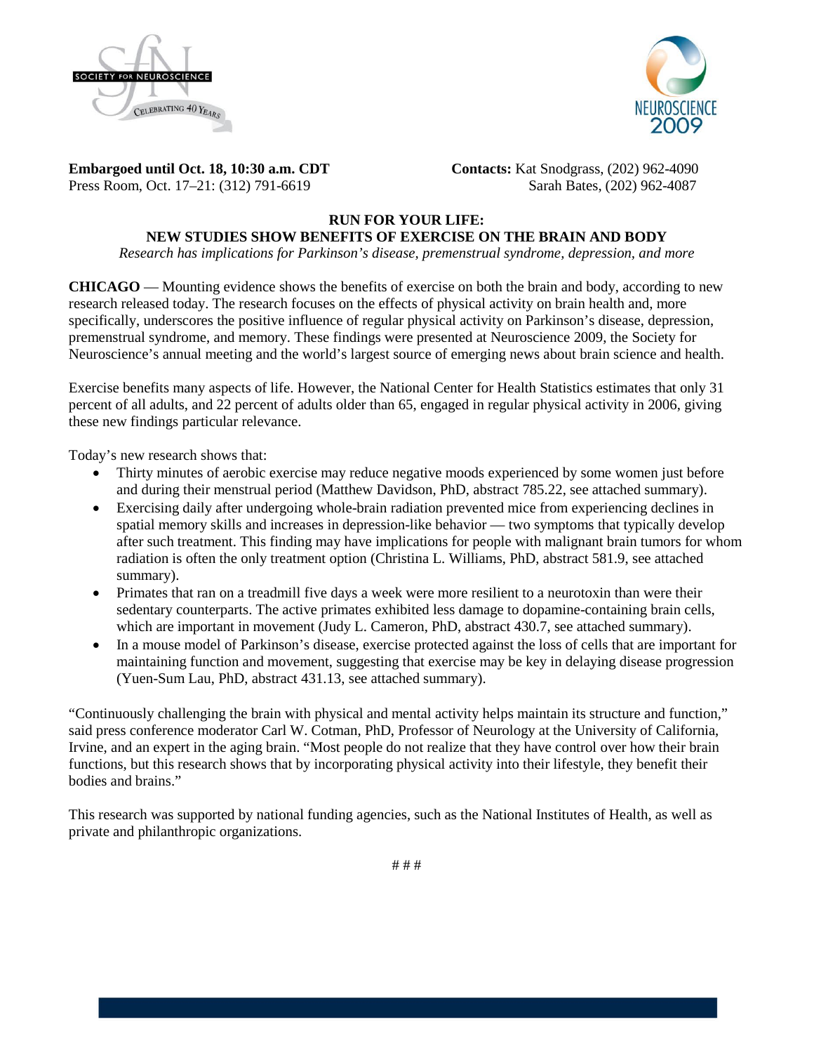**Embargoed until Oct. 18, 10:30 a.m. CDT**
Press Room, Oct. 17–21: (312) 791-6619

**Contacts:** Kat Snodgrass, (202) 962-4090
Sarah Bates, (202) 962-4087

# RUN FOR YOUR LIFE: NEW STUDIES SHOW BENEFITS OF EXERCISE ON THE BRAIN AND BODY

*Research has implications for Parkinson's disease, premenstrual syndrome, depression, and more*

**CHICAGO** — Mounting evidence shows the benefits of exercise on both the brain and body, according to new research released today. The research focuses on the effects of physical activity on brain health and, more specifically, underscores the positive influence of regular physical activity on Parkinson's disease, depression, premenstrual syndrome, and memory. These findings were presented at Neuroscience 2009, the Society for Neuroscience's annual meeting and the world's largest source of emerging news about brain science and health.

Exercise benefits many aspects of life. However, the National Center for Health Statistics estimates that only 31 percent of all adults, and 22 percent of adults older than 65, engaged in regular physical activity in 2006, giving these new findings particular relevance.

Today's new research shows that:

- Thirty minutes of aerobic exercise may reduce negative moods experienced by some women just before and during their menstrual period (Matthew Davidson, PhD, abstract 785.22, see attached summary).
- Exercising daily after undergoing whole-brain radiation prevented mice from experiencing declines in spatial memory skills and increases in depression-like behavior — two symptoms that typically develop after such treatment. This finding may have implications for people with malignant brain tumors for whom radiation is often the only treatment option (Christina L. Williams, PhD, abstract 581.9, see attached summary).
- Primates that ran on a treadmill five days a week were more resilient to a neurotoxin than were their sedentary counterparts. The active primates exhibited less damage to dopamine-containing brain cells, which are important in movement (Judy L. Cameron, PhD, abstract 430.7, see attached summary).
- In a mouse model of Parkinson's disease, exercise protected against the loss of cells that are important for maintaining function and movement, suggesting that exercise may be key in delaying disease progression (Yuen-Sum Lau, PhD, abstract 431.13, see attached summary).

"Continuously challenging the brain with physical and mental activity helps maintain its structure and function," said press conference moderator Carl W. Cotman, PhD, Professor of Neurology at the University of California, Irvine, and an expert in the aging brain. "Most people do not realize that they have control over how their brain functions, but this research shows that by incorporating physical activity into their lifestyle, they benefit their bodies and brains."

This research was supported by national funding agencies, such as the National Institutes of Health, as well as private and philanthropic organizations.

# # #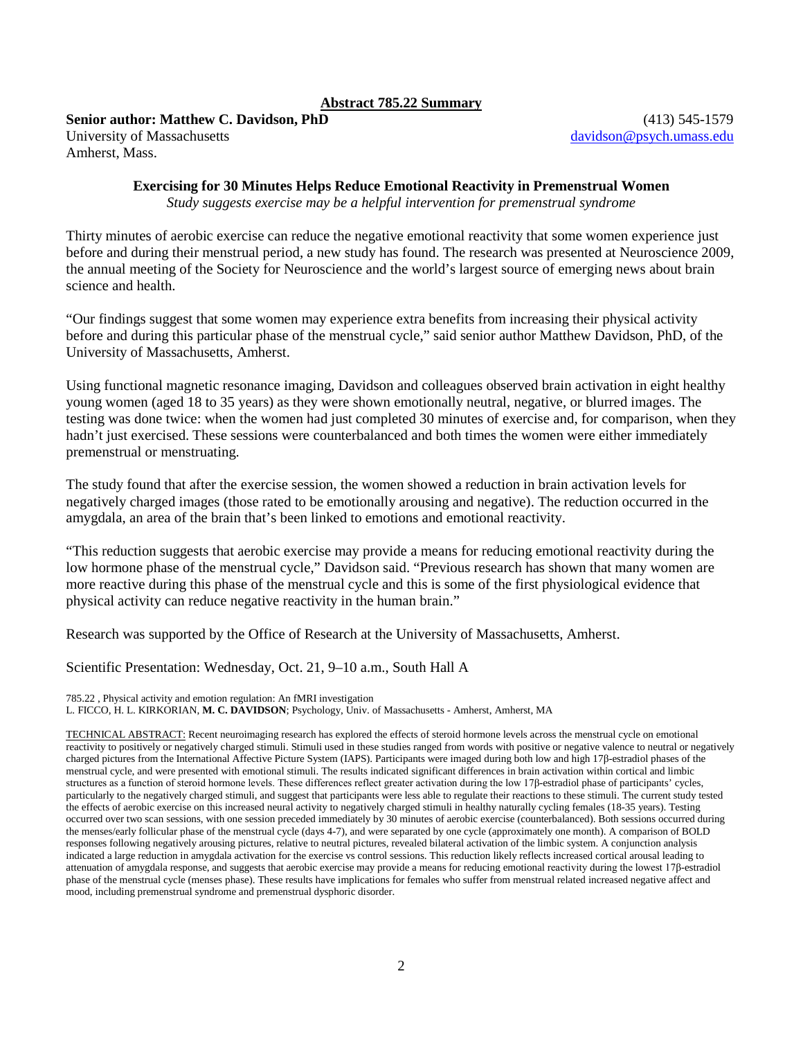## Abstract 785.22 Summary

**Senior author: Matthew C. Davidson, PhD**
University of Massachusetts
Amherst, Mass.

(413) 545-1579
davidson@psych.umass.edu

### Exercising for 30 Minutes Helps Reduce Emotional Reactivity in Premenstrual Women

*Study suggests exercise may be a helpful intervention for premenstrual syndrome*

Thirty minutes of aerobic exercise can reduce the negative emotional reactivity that some women experience just before and during their menstrual period, a new study has found. The research was presented at Neuroscience 2009, the annual meeting of the Society for Neuroscience and the world's largest source of emerging news about brain science and health.

"Our findings suggest that some women may experience extra benefits from increasing their physical activity before and during this particular phase of the menstrual cycle," said senior author Matthew Davidson, PhD, of the University of Massachusetts, Amherst.

Using functional magnetic resonance imaging, Davidson and colleagues observed brain activation in eight healthy young women (aged 18 to 35 years) as they were shown emotionally neutral, negative, or blurred images. The testing was done twice: when the women had just completed 30 minutes of exercise and, for comparison, when they hadn't just exercised. These sessions were counterbalanced and both times the women were either immediately premenstrual or menstruating.

The study found that after the exercise session, the women showed a reduction in brain activation levels for negatively charged images (those rated to be emotionally arousing and negative). The reduction occurred in the amygdala, an area of the brain that's been linked to emotions and emotional reactivity.

"This reduction suggests that aerobic exercise may provide a means for reducing emotional reactivity during the low hormone phase of the menstrual cycle," Davidson said. "Previous research has shown that many women are more reactive during this phase of the menstrual cycle and this is some of the first physiological evidence that physical activity can reduce negative reactivity in the human brain."

Research was supported by the Office of Research at the University of Massachusetts, Amherst.

Scientific Presentation: Wednesday, Oct. 21, 9–10 a.m., South Hall A

785.22 , Physical activity and emotion regulation: An fMRI investigation
L. FICCO, H. L. KIRKORIAN, **M. C. DAVIDSON**; Psychology, Univ. of Massachusetts - Amherst, Amherst, MA

TECHNICAL ABSTRACT: Recent neuroimaging research has explored the effects of steroid hormone levels across the menstrual cycle on emotional reactivity to positively or negatively charged stimuli. Stimuli used in these studies ranged from words with positive or negative valence to neutral or negatively charged pictures from the International Affective Picture System (IAPS). Participants were imaged during both low and high 17β-estradiol phases of the menstrual cycle, and were presented with emotional stimuli. The results indicated significant differences in brain activation within cortical and limbic structures as a function of steroid hormone levels. These differences reflect greater activation during the low 17β-estradiol phase of participants' cycles, particularly to the negatively charged stimuli, and suggest that participants were less able to regulate their reactions to these stimuli. The current study tested the effects of aerobic exercise on this increased neural activity to negatively charged stimuli in healthy naturally cycling females (18-35 years). Testing occurred over two scan sessions, with one session preceded immediately by 30 minutes of aerobic exercise (counterbalanced). Both sessions occurred during the menses/early follicular phase of the menstrual cycle (days 4-7), and were separated by one cycle (approximately one month). A comparison of BOLD responses following negatively arousing pictures, relative to neutral pictures, revealed bilateral activation of the limbic system. A conjunction analysis indicated a large reduction in amygdala activation for the exercise vs control sessions. This reduction likely reflects increased cortical arousal leading to attenuation of amygdala response, and suggests that aerobic exercise may provide a means for reducing emotional reactivity during the lowest 17β-estradiol phase of the menstrual cycle (menses phase). These results have implications for females who suffer from menstrual related increased negative affect and mood, including premenstrual syndrome and premenstrual dysphoric disorder.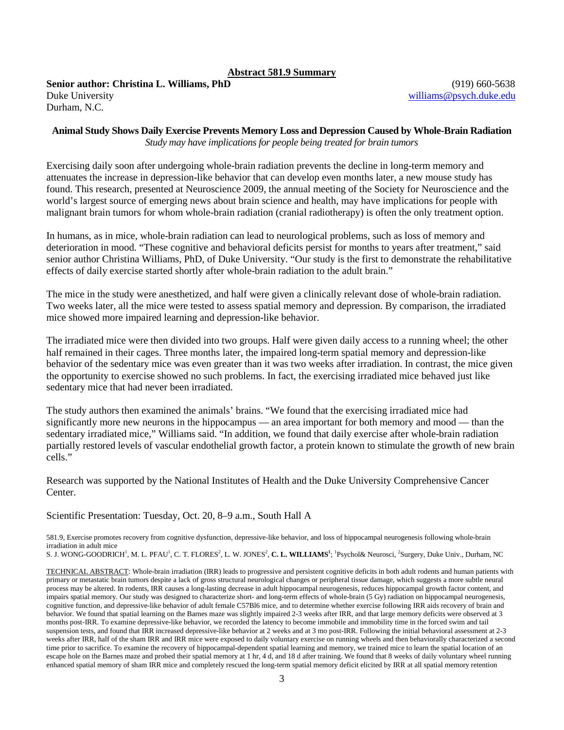**Abstract 581.9 Summary**

**Senior author: Christina L. Williams, PhD** (919) 660-5638
Duke University williams@psych.duke.edu
Durham, N.C.

**Animal Study Shows Daily Exercise Prevents Memory Loss and Depression Caused by Whole-Brain Radiation**
*Study may have implications for people being treated for brain tumors*

Exercising daily soon after undergoing whole-brain radiation prevents the decline in long-term memory and attenuates the increase in depression-like behavior that can develop even months later, a new mouse study has found. This research, presented at Neuroscience 2009, the annual meeting of the Society for Neuroscience and the world's largest source of emerging news about brain science and health, may have implications for people with malignant brain tumors for whom whole-brain radiation (cranial radiotherapy) is often the only treatment option.

In humans, as in mice, whole-brain radiation can lead to neurological problems, such as loss of memory and deterioration in mood. "These cognitive and behavioral deficits persist for months to years after treatment," said senior author Christina Williams, PhD, of Duke University. "Our study is the first to demonstrate the rehabilitative effects of daily exercise started shortly after whole-brain radiation to the adult brain."

The mice in the study were anesthetized, and half were given a clinically relevant dose of whole-brain radiation. Two weeks later, all the mice were tested to assess spatial memory and depression. By comparison, the irradiated mice showed more impaired learning and depression-like behavior.

The irradiated mice were then divided into two groups. Half were given daily access to a running wheel; the other half remained in their cages. Three months later, the impaired long-term spatial memory and depression-like behavior of the sedentary mice was even greater than it was two weeks after irradiation. In contrast, the mice given the opportunity to exercise showed no such problems. In fact, the exercising irradiated mice behaved just like sedentary mice that had never been irradiated.

The study authors then examined the animals' brains. "We found that the exercising irradiated mice had significantly more new neurons in the hippocampus — an area important for both memory and mood — than the sedentary irradiated mice," Williams said. "In addition, we found that daily exercise after whole-brain radiation partially restored levels of vascular endothelial growth factor, a protein known to stimulate the growth of new brain cells."

Research was supported by the National Institutes of Health and the Duke University Comprehensive Cancer Center.

Scientific Presentation: Tuesday, Oct. 20, 8–9 a.m., South Hall A

581.9, Exercise promotes recovery from cognitive dysfunction, depressive-like behavior, and loss of hippocampal neurogenesis following whole-brain irradiation in adult mice
S. J. WONG-GOODRICH[1], M. L. PFAU[1], C. T. FLORES[2], L. W. JONES[2], **C. L. WILLIAMS[1]**; [1]Psychol& Neurosci, [2]Surgery, Duke Univ., Durham, NC

TECHNICAL ABSTRACT: Whole-brain irradiation (IRR) leads to progressive and persistent cognitive deficits in both adult rodents and human patients with primary or metastatic brain tumors despite a lack of gross structural neurological changes or peripheral tissue damage, which suggests a more subtle neural process may be altered. In rodents, IRR causes a long-lasting decrease in adult hippocampal neurogenesis, reduces hippocampal growth factor content, and impairs spatial memory. Our study was designed to characterize short- and long-term effects of whole-brain (5 Gy) radiation on hippocampal neurogenesis, cognitive function, and depressive-like behavior of adult female C57Bl6 mice, and to determine whether exercise following IRR aids recovery of brain and behavior. We found that spatial learning on the Barnes maze was slightly impaired 2-3 weeks after IRR, and that large memory deficits were observed at 3 months post-IRR. To examine depressive-like behavior, we recorded the latency to become immobile and immobility time in the forced swim and tail suspension tests, and found that IRR increased depressive-like behavior at 2 weeks and at 3 mo post-IRR. Following the initial behavioral assessment at 2-3 weeks after IRR, half of the sham IRR and IRR mice were exposed to daily voluntary exercise on running wheels and then behaviorally characterized a second time prior to sacrifice. To examine the recovery of hippocampal-dependent spatial learning and memory, we trained mice to learn the spatial location of an escape hole on the Barnes maze and probed their spatial memory at 1 hr, 4 d, and 18 d after training. We found that 8 weeks of daily voluntary wheel running enhanced spatial memory of sham IRR mice and completely rescued the long-term spatial memory deficit elicited by IRR at all spatial memory retention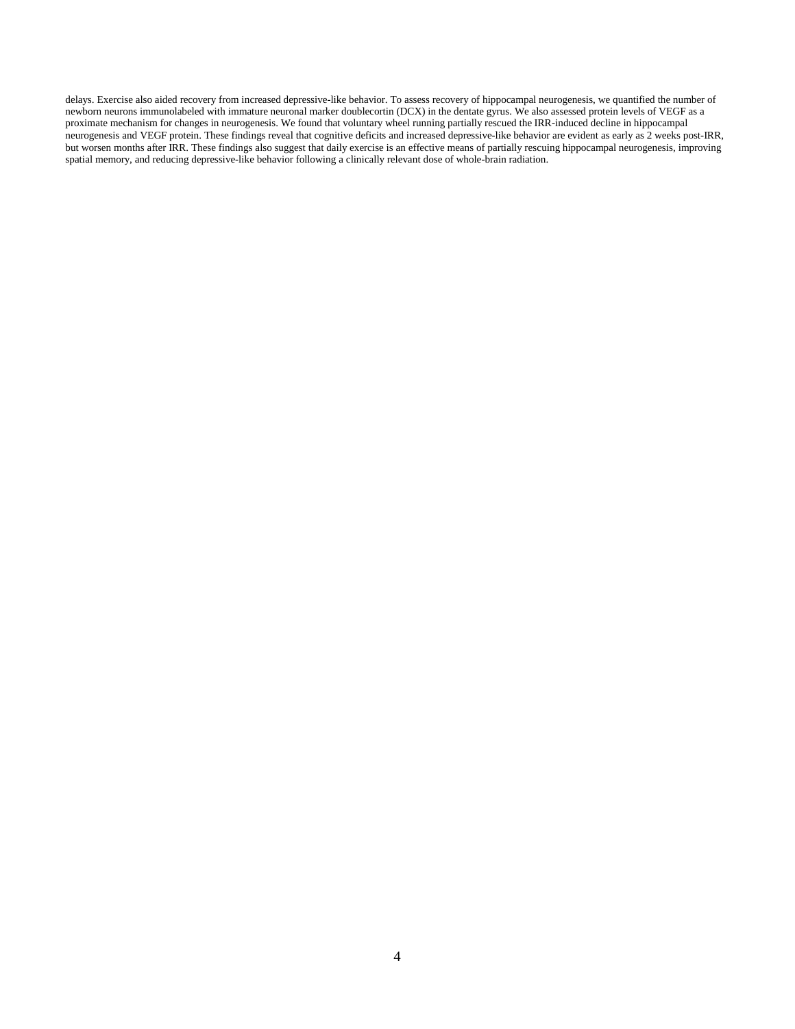delays. Exercise also aided recovery from increased depressive-like behavior. To assess recovery of hippocampal neurogenesis, we quantified the number of newborn neurons immunolabeled with immature neuronal marker doublecortin (DCX) in the dentate gyrus. We also assessed protein levels of VEGF as a proximate mechanism for changes in neurogenesis. We found that voluntary wheel running partially rescued the IRR-induced decline in hippocampal neurogenesis and VEGF protein. These findings reveal that cognitive deficits and increased depressive-like behavior are evident as early as 2 weeks post-IRR, but worsen months after IRR. These findings also suggest that daily exercise is an effective means of partially rescuing hippocampal neurogenesis, improving spatial memory, and reducing depressive-like behavior following a clinically relevant dose of whole-brain radiation.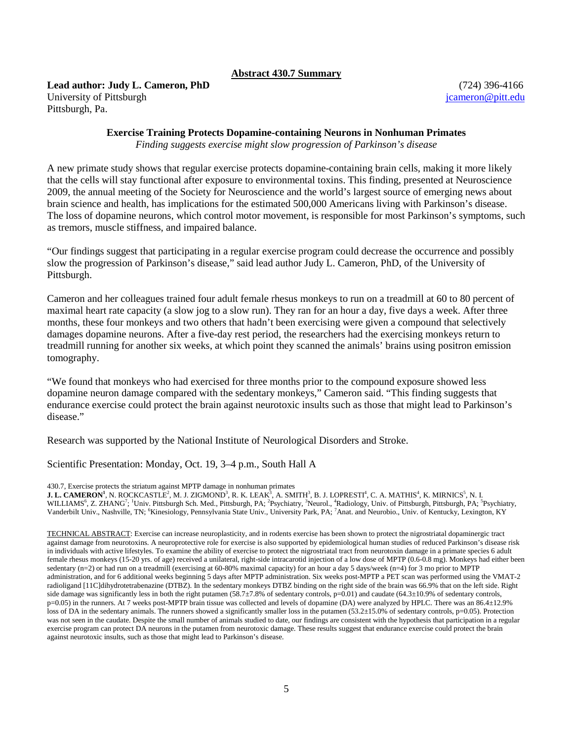**Abstract 430.7 Summary**

**Lead author: Judy L. Cameron, PhD**
University of Pittsburgh
Pittsburgh, Pa.

(724) 396-4166
jcameron@pitt.edu

**Exercise Training Protects Dopamine-containing Neurons in Nonhuman Primates**

*Finding suggests exercise might slow progression of Parkinson's disease*

A new primate study shows that regular exercise protects dopamine-containing brain cells, making it more likely that the cells will stay functional after exposure to environmental toxins. This finding, presented at Neuroscience 2009, the annual meeting of the Society for Neuroscience and the world's largest source of emerging news about brain science and health, has implications for the estimated 500,000 Americans living with Parkinson's disease. The loss of dopamine neurons, which control motor movement, is responsible for most Parkinson's symptoms, such as tremors, muscle stiffness, and impaired balance.

"Our findings suggest that participating in a regular exercise program could decrease the occurrence and possibly slow the progression of Parkinson's disease," said lead author Judy L. Cameron, PhD, of the University of Pittsburgh.

Cameron and her colleagues trained four adult female rhesus monkeys to run on a treadmill at 60 to 80 percent of maximal heart rate capacity (a slow jog to a slow run). They ran for an hour a day, five days a week. After three months, these four monkeys and two others that hadn't been exercising were given a compound that selectively damages dopamine neurons. After a five-day rest period, the researchers had the exercising monkeys return to treadmill running for another six weeks, at which point they scanned the animals' brains using positron emission tomography.

"We found that monkeys who had exercised for three months prior to the compound exposure showed less dopamine neuron damage compared with the sedentary monkeys," Cameron said. "This finding suggests that endurance exercise could protect the brain against neurotoxic insults such as those that might lead to Parkinson's disease."

Research was supported by the National Institute of Neurological Disorders and Stroke.

Scientific Presentation: Monday, Oct. 19, 3–4 p.m., South Hall A

430.7, Exercise protects the striatum against MPTP damage in nonhuman primates
**J. L. CAMERON**[1], N. ROCKCASTLE[2], M. J. ZIGMOND[3], R. K. LEAK[3], A. SMITH[3], B. J. LOPRESTI[4], C. A. MATHIS[4], K. MIRNICS[5], N. I. WILLIAMS[6], Z. ZHANG[7]; [1]Univ. Pittsburgh Sch. Med., Pittsburgh, PA; [2]Psychiatry, [3]Neurol., [4]Radiology, Univ. of Pittsburgh, Pittsburgh, PA; [5]Psychiatry, Vanderbilt Univ., Nashville, TN; [6]Kinesiology, Pennsylvania State Univ., University Park, PA; [7]Anat. and Neurobio., Univ. of Kentucky, Lexington, KY

TECHNICAL ABSTRACT: Exercise can increase neuroplasticity, and in rodents exercise has been shown to protect the nigrostriatal dopaminergic tract against damage from neurotoxins. A neuroprotective role for exercise is also supported by epidemiological human studies of reduced Parkinson's disease risk in individuals with active lifestyles. To examine the ability of exercise to protect the nigrostriatal tract from neurotoxin damage in a primate species 6 adult female rhesus monkeys (15-20 yrs. of age) received a unilateral, right-side intracarotid injection of a low dose of MPTP (0.6-0.8 mg). Monkeys had either been sedentary (n=2) or had run on a treadmill (exercising at 60-80% maximal capacity) for an hour a day 5 days/week (n=4) for 3 mo prior to MPTP administration, and for 6 additional weeks beginning 5 days after MPTP administration. Six weeks post-MPTP a PET scan was performed using the VMAT-2 radioligand [11C]dihydrotetrabenazine (DTBZ). In the sedentary monkeys DTBZ binding on the right side of the brain was 66.9% that on the left side. Right side damage was significantly less in both the right putamen (58.7±7.8% of sedentary controls, p=0.01) and caudate (64.3±10.9% of sedentary controls, p=0.05) in the runners. At 7 weeks post-MPTP brain tissue was collected and levels of dopamine (DA) were analyzed by HPLC. There was an 86.4±12.9% loss of DA in the sedentary animals. The runners showed a significantly smaller loss in the putamen (53.2±15.0% of sedentary controls, p=0.05). Protection was not seen in the caudate. Despite the small number of animals studied to date, our findings are consistent with the hypothesis that participation in a regular exercise program can protect DA neurons in the putamen from neurotoxic damage. These results suggest that endurance exercise could protect the brain against neurotoxic insults, such as those that might lead to Parkinson's disease.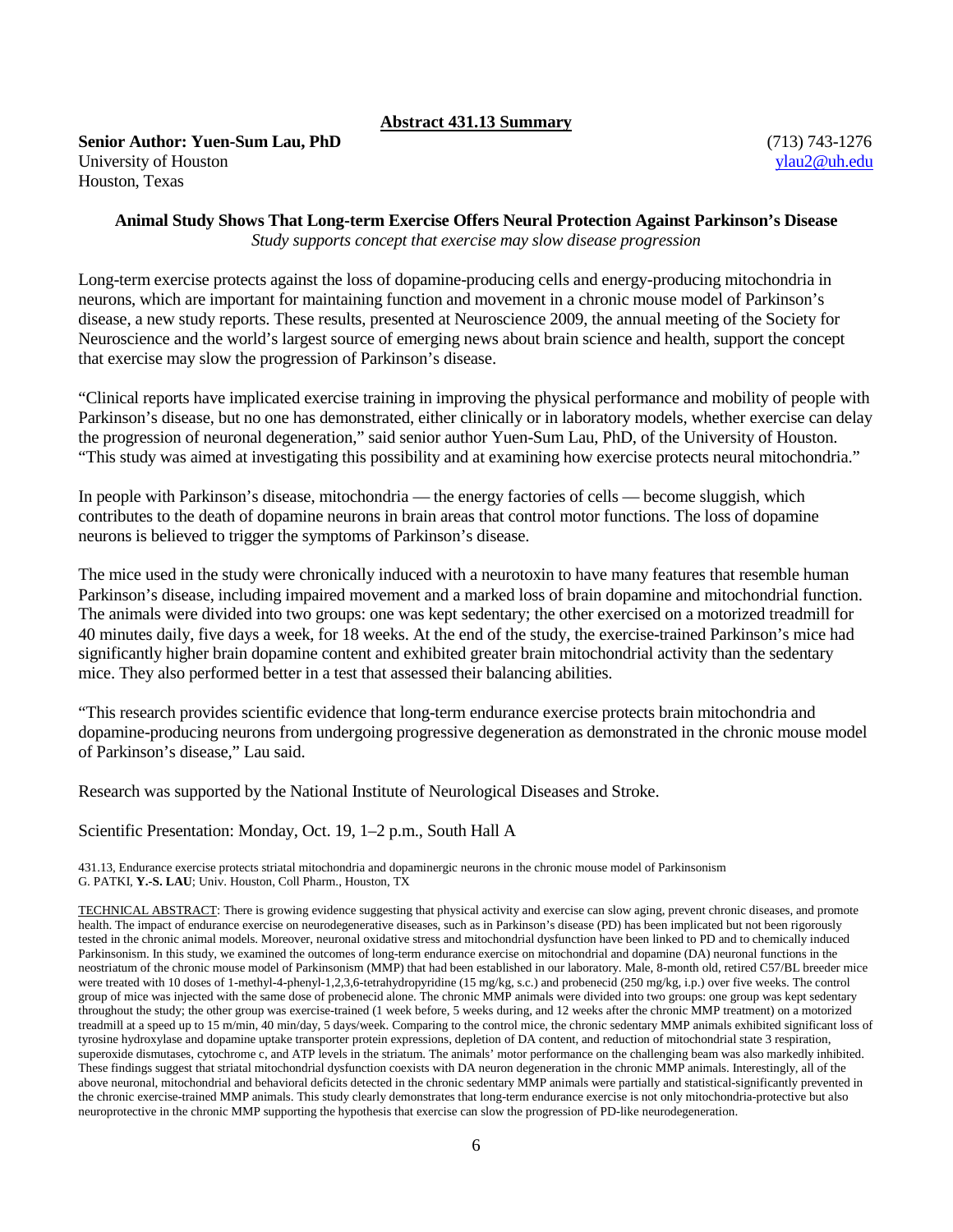## Abstract 431.13 Summary

**Senior Author: Yuen-Sum Lau, PhD**
University of Houston
Houston, Texas

(713) 743-1276
ylau2@uh.edu

### Animal Study Shows That Long-term Exercise Offers Neural Protection Against Parkinson's Disease

*Study supports concept that exercise may slow disease progression*

Long-term exercise protects against the loss of dopamine-producing cells and energy-producing mitochondria in neurons, which are important for maintaining function and movement in a chronic mouse model of Parkinson's disease, a new study reports. These results, presented at Neuroscience 2009, the annual meeting of the Society for Neuroscience and the world's largest source of emerging news about brain science and health, support the concept that exercise may slow the progression of Parkinson's disease.

"Clinical reports have implicated exercise training in improving the physical performance and mobility of people with Parkinson's disease, but no one has demonstrated, either clinically or in laboratory models, whether exercise can delay the progression of neuronal degeneration," said senior author Yuen-Sum Lau, PhD, of the University of Houston. "This study was aimed at investigating this possibility and at examining how exercise protects neural mitochondria."

In people with Parkinson's disease, mitochondria — the energy factories of cells — become sluggish, which contributes to the death of dopamine neurons in brain areas that control motor functions. The loss of dopamine neurons is believed to trigger the symptoms of Parkinson's disease.

The mice used in the study were chronically induced with a neurotoxin to have many features that resemble human Parkinson's disease, including impaired movement and a marked loss of brain dopamine and mitochondrial function. The animals were divided into two groups: one was kept sedentary; the other exercised on a motorized treadmill for 40 minutes daily, five days a week, for 18 weeks. At the end of the study, the exercise-trained Parkinson's mice had significantly higher brain dopamine content and exhibited greater brain mitochondrial activity than the sedentary mice. They also performed better in a test that assessed their balancing abilities.

"This research provides scientific evidence that long-term endurance exercise protects brain mitochondria and dopamine-producing neurons from undergoing progressive degeneration as demonstrated in the chronic mouse model of Parkinson's disease," Lau said.

Research was supported by the National Institute of Neurological Diseases and Stroke.

Scientific Presentation: Monday, Oct. 19, 1–2 p.m., South Hall A

431.13, Endurance exercise protects striatal mitochondria and dopaminergic neurons in the chronic mouse model of Parkinsonism
G. PATKI, **Y.-S. LAU**; Univ. Houston, Coll Pharm., Houston, TX

TECHNICAL ABSTRACT: There is growing evidence suggesting that physical activity and exercise can slow aging, prevent chronic diseases, and promote health. The impact of endurance exercise on neurodegenerative diseases, such as in Parkinson's disease (PD) has been implicated but not been rigorously tested in the chronic animal models. Moreover, neuronal oxidative stress and mitochondrial dysfunction have been linked to PD and to chemically induced Parkinsonism. In this study, we examined the outcomes of long-term endurance exercise on mitochondrial and dopamine (DA) neuronal functions in the neostriatum of the chronic mouse model of Parkinsonism (MMP) that had been established in our laboratory. Male, 8-month old, retired C57/BL breeder mice were treated with 10 doses of 1-methyl-4-phenyl-1,2,3,6-tetrahydropyridine (15 mg/kg, s.c.) and probenecid (250 mg/kg, i.p.) over five weeks. The control group of mice was injected with the same dose of probenecid alone. The chronic MMP animals were divided into two groups: one group was kept sedentary throughout the study; the other group was exercise-trained (1 week before, 5 weeks during, and 12 weeks after the chronic MMP treatment) on a motorized treadmill at a speed up to 15 m/min, 40 min/day, 5 days/week. Comparing to the control mice, the chronic sedentary MMP animals exhibited significant loss of tyrosine hydroxylase and dopamine uptake transporter protein expressions, depletion of DA content, and reduction of mitochondrial state 3 respiration, superoxide dismutases, cytochrome c, and ATP levels in the striatum. The animals' motor performance on the challenging beam was also markedly inhibited. These findings suggest that striatal mitochondrial dysfunction coexists with DA neuron degeneration in the chronic MMP animals. Interestingly, all of the above neuronal, mitochondrial and behavioral deficits detected in the chronic sedentary MMP animals were partially and statistical-significantly prevented in the chronic exercise-trained MMP animals. This study clearly demonstrates that long-term endurance exercise is not only mitochondria-protective but also neuroprotective in the chronic MMP supporting the hypothesis that exercise can slow the progression of PD-like neurodegeneration.